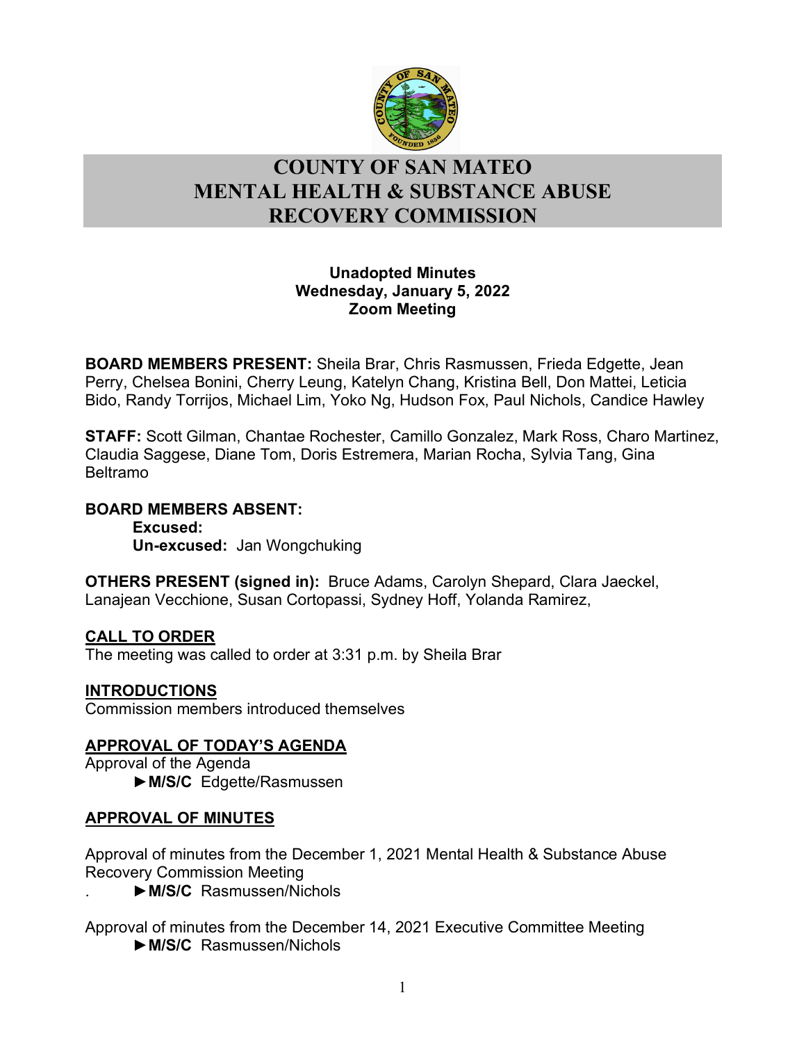# COUNTY OF SAN MATEO
# MENTAL HEALTH & SUBSTANCE ABUSE RECOVERY COMMISSION

**Unadopted Minutes**
**Wednesday, January 5, 2022**
**Zoom Meeting**

**BOARD MEMBERS PRESENT:** Sheila Brar, Chris Rasmussen, Frieda Edgette, Jean Perry, Chelsea Bonini, Cherry Leung, Katelyn Chang, Kristina Bell, Don Mattei, Leticia Bido, Randy Torrijos, Michael Lim, Yoko Ng, Hudson Fox, Paul Nichols, Candice Hawley

**STAFF:** Scott Gilman, Chantae Rochester, Camillo Gonzalez, Mark Ross, Charo Martinez, Claudia Saggese, Diane Tom, Doris Estremera, Marian Rocha, Sylvia Tang, Gina Beltramo

**BOARD MEMBERS ABSENT:**
**Excused:**
**Un-excused:** Jan Wongchuking

**OTHERS PRESENT (signed in):** Bruce Adams, Carolyn Shepard, Clara Jaeckel, Lanajean Vecchione, Susan Cortopassi, Sydney Hoff, Yolanda Ramirez,

**CALL TO ORDER**
The meeting was called to order at 3:31 p.m. by Sheila Brar

**INTRODUCTIONS**
Commission members introduced themselves

**APPROVAL OF TODAY'S AGENDA**
Approval of the Agenda
►**M/S/C** Edgette/Rasmussen

**APPROVAL OF MINUTES**

Approval of minutes from the December 1, 2021 Mental Health & Substance Abuse Recovery Commission Meeting
►**M/S/C** Rasmussen/Nichols

Approval of minutes from the December 14, 2021 Executive Committee Meeting
►**M/S/C** Rasmussen/Nichols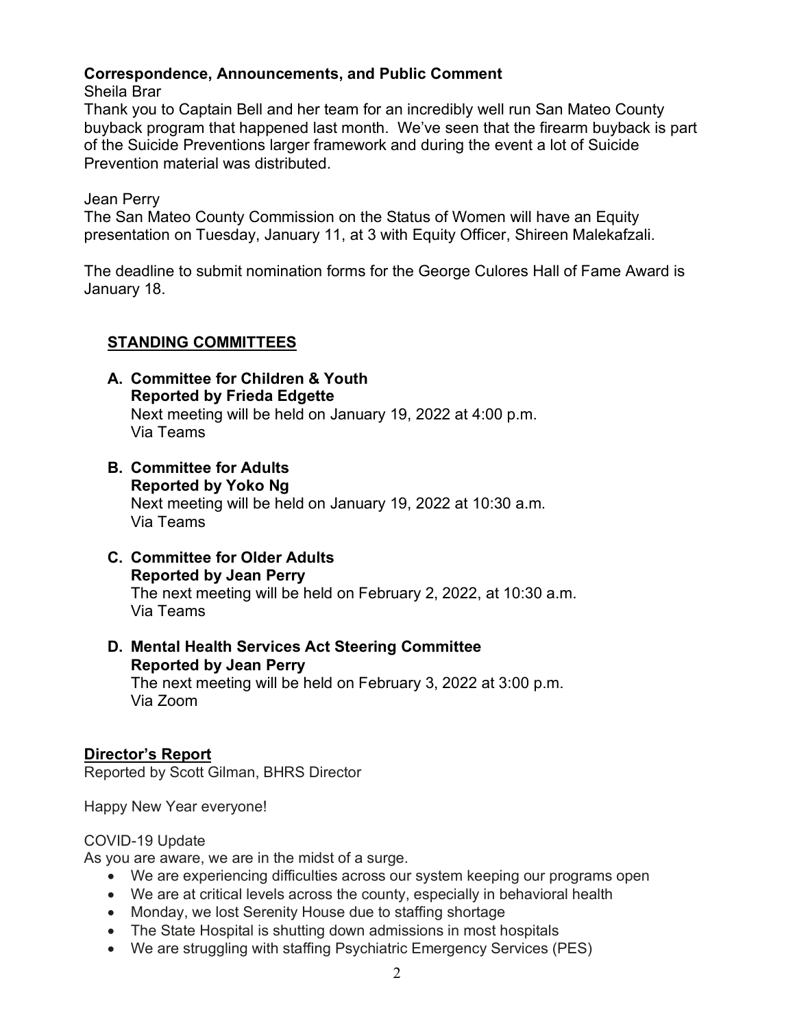**Correspondence, Announcements, and Public Comment**

Sheila Brar

Thank you to Captain Bell and her team for an incredibly well run San Mateo County buyback program that happened last month. We've seen that the firearm buyback is part of the Suicide Preventions larger framework and during the event a lot of Suicide Prevention material was distributed.

Jean Perry

The San Mateo County Commission on the Status of Women will have an Equity presentation on Tuesday, January 11, at 3 with Equity Officer, Shireen Malekafzali.

The deadline to submit nomination forms for the George Culores Hall of Fame Award is January 18.

## STANDING COMMITTEES

**A. Committee for Children & Youth**
**Reported by Frieda Edgette**
Next meeting will be held on January 19, 2022 at 4:00 p.m.
Via Teams

**B. Committee for Adults**
**Reported by Yoko Ng**
Next meeting will be held on January 19, 2022 at 10:30 a.m.
Via Teams

**C. Committee for Older Adults**
**Reported by Jean Perry**
The next meeting will be held on February 2, 2022, at 10:30 a.m.
Via Teams

**D. Mental Health Services Act Steering Committee**
**Reported by Jean Perry**
The next meeting will be held on February 3, 2022 at 3:00 p.m.
Via Zoom

## Director's Report

Reported by Scott Gilman, BHRS Director

Happy New Year everyone!

COVID-19 Update

As you are aware, we are in the midst of a surge.

- We are experiencing difficulties across our system keeping our programs open
- We are at critical levels across the county, especially in behavioral health
- Monday, we lost Serenity House due to staffing shortage
- The State Hospital is shutting down admissions in most hospitals
- We are struggling with staffing Psychiatric Emergency Services (PES)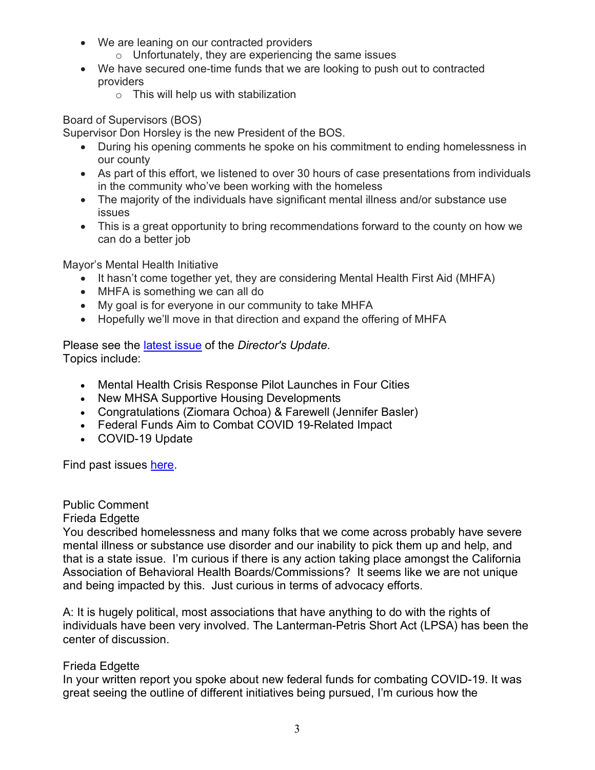- We are leaning on our contracted providers
  - Unfortunately, they are experiencing the same issues
- We have secured one-time funds that we are looking to push out to contracted providers
  - This will help us with stabilization

Board of Supervisors (BOS)
Supervisor Don Horsley is the new President of the BOS.

- During his opening comments he spoke on his commitment to ending homelessness in our county
- As part of this effort, we listened to over 30 hours of case presentations from individuals in the community who've been working with the homeless
- The majority of the individuals have significant mental illness and/or substance use issues
- This is a great opportunity to bring recommendations forward to the county on how we can do a better job

Mayor's Mental Health Initiative

- It hasn't come together yet, they are considering Mental Health First Aid (MHFA)
- MHFA is something we can all do
- My goal is for everyone in our community to take MHFA
- Hopefully we'll move in that direction and expand the offering of MHFA

Please see the latest issue of the *Director's Update*.
Topics include:

- Mental Health Crisis Response Pilot Launches in Four Cities
- New MHSA Supportive Housing Developments
- Congratulations (Ziomara Ochoa) & Farewell (Jennifer Basler)
- Federal Funds Aim to Combat COVID 19-Related Impact
- COVID-19 Update

Find past issues here.

Public Comment
Frieda Edgette
You described homelessness and many folks that we come across probably have severe mental illness or substance use disorder and our inability to pick them up and help, and that is a state issue. I'm curious if there is any action taking place amongst the California Association of Behavioral Health Boards/Commissions? It seems like we are not unique and being impacted by this. Just curious in terms of advocacy efforts.

A: It is hugely political, most associations that have anything to do with the rights of individuals have been very involved. The Lanterman-Petris Short Act (LPSA) has been the center of discussion.

Frieda Edgette
In your written report you spoke about new federal funds for combating COVID-19. It was great seeing the outline of different initiatives being pursued, I'm curious how the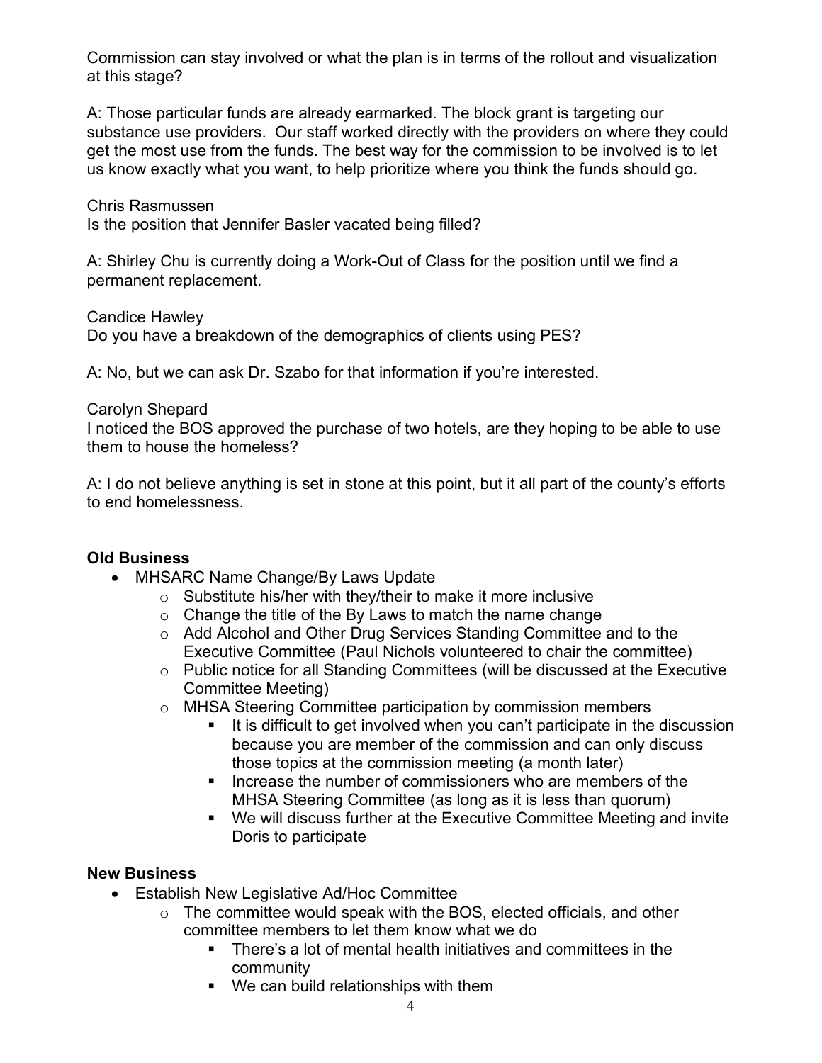Commission can stay involved or what the plan is in terms of the rollout and visualization at this stage?

A: Those particular funds are already earmarked. The block grant is targeting our substance use providers. Our staff worked directly with the providers on where they could get the most use from the funds. The best way for the commission to be involved is to let us know exactly what you want, to help prioritize where you think the funds should go.

Chris Rasmussen
Is the position that Jennifer Basler vacated being filled?

A: Shirley Chu is currently doing a Work-Out of Class for the position until we find a permanent replacement.

Candice Hawley
Do you have a breakdown of the demographics of clients using PES?

A: No, but we can ask Dr. Szabo for that information if you're interested.

Carolyn Shepard
I noticed the BOS approved the purchase of two hotels, are they hoping to be able to use them to house the homeless?

A: I do not believe anything is set in stone at this point, but it all part of the county's efforts to end homelessness.

**Old Business**

- MHSARC Name Change/By Laws Update
  - Substitute his/her with they/their to make it more inclusive
  - Change the title of the By Laws to match the name change
  - Add Alcohol and Other Drug Services Standing Committee and to the Executive Committee (Paul Nichols volunteered to chair the committee)
  - Public notice for all Standing Committees (will be discussed at the Executive Committee Meeting)
  - MHSA Steering Committee participation by commission members
    - It is difficult to get involved when you can't participate in the discussion because you are member of the commission and can only discuss those topics at the commission meeting (a month later)
    - Increase the number of commissioners who are members of the MHSA Steering Committee (as long as it is less than quorum)
    - We will discuss further at the Executive Committee Meeting and invite Doris to participate

**New Business**

- Establish New Legislative Ad/Hoc Committee
  - The committee would speak with the BOS, elected officials, and other committee members to let them know what we do
    - There's a lot of mental health initiatives and committees in the community
    - We can build relationships with them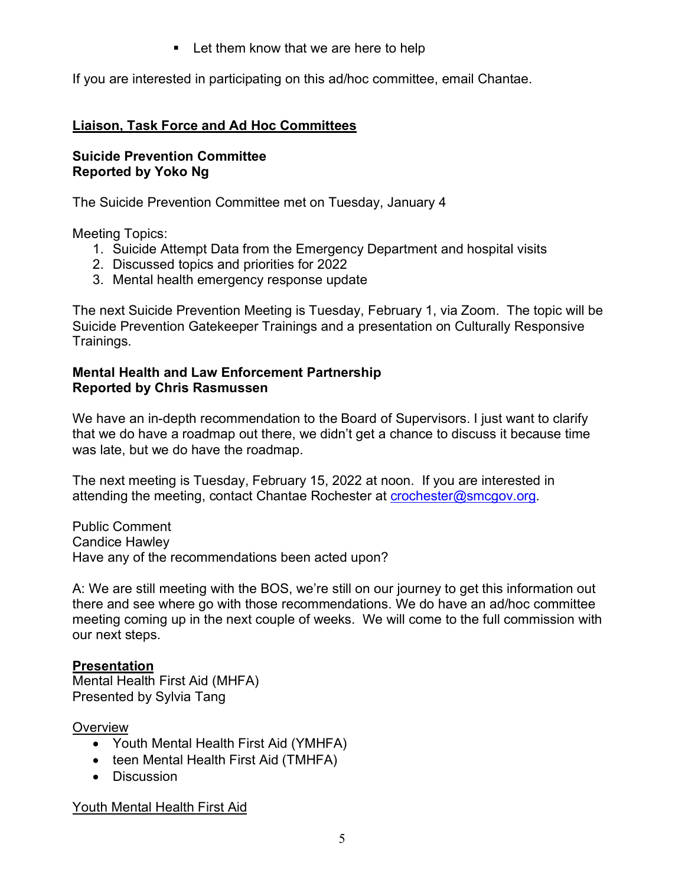- Let them know that we are here to help

If you are interested in participating on this ad/hoc committee, email Chantae.

## Liaison, Task Force and Ad Hoc Committees

**Suicide Prevention Committee**
**Reported by Yoko Ng**

The Suicide Prevention Committee met on Tuesday, January 4

Meeting Topics:

1. Suicide Attempt Data from the Emergency Department and hospital visits
2. Discussed topics and priorities for 2022
3. Mental health emergency response update

The next Suicide Prevention Meeting is Tuesday, February 1, via Zoom. The topic will be Suicide Prevention Gatekeeper Trainings and a presentation on Culturally Responsive Trainings.

**Mental Health and Law Enforcement Partnership**
**Reported by Chris Rasmussen**

We have an in-depth recommendation to the Board of Supervisors. I just want to clarify that we do have a roadmap out there, we didn't get a chance to discuss it because time was late, but we do have the roadmap.

The next meeting is Tuesday, February 15, 2022 at noon. If you are interested in attending the meeting, contact Chantae Rochester at crochester@smcgov.org.

Public Comment
Candice Hawley
Have any of the recommendations been acted upon?

A: We are still meeting with the BOS, we're still on our journey to get this information out there and see where go with those recommendations. We do have an ad/hoc committee meeting coming up in the next couple of weeks. We will come to the full commission with our next steps.

## Presentation

Mental Health First Aid (MHFA)
Presented by Sylvia Tang

Overview

- Youth Mental Health First Aid (YMHFA)
- teen Mental Health First Aid (TMHFA)
- Discussion

Youth Mental Health First Aid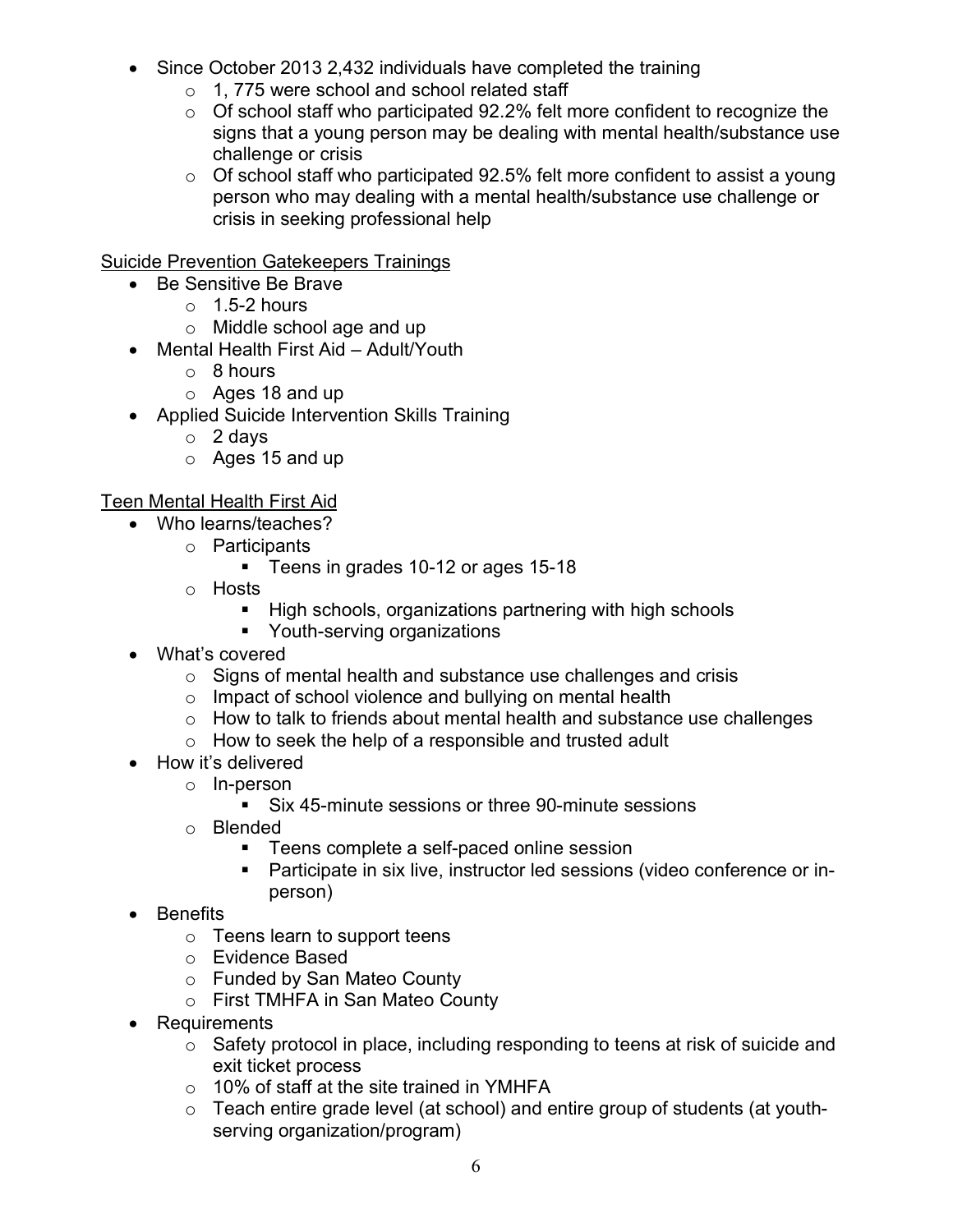- Since October 2013 2,432 individuals have completed the training
  - 1, 775 were school and school related staff
  - Of school staff who participated 92.2% felt more confident to recognize the signs that a young person may be dealing with mental health/substance use challenge or crisis
  - Of school staff who participated 92.5% felt more confident to assist a young person who may dealing with a mental health/substance use challenge or crisis in seeking professional help

<u>Suicide Prevention Gatekeepers Trainings</u>

- Be Sensitive Be Brave
  - 1.5-2 hours
  - Middle school age and up
- Mental Health First Aid – Adult/Youth
  - 8 hours
  - Ages 18 and up
- Applied Suicide Intervention Skills Training
  - 2 days
  - Ages 15 and up

<u>Teen Mental Health First Aid</u>

- Who learns/teaches?
  - Participants
    - Teens in grades 10-12 or ages 15-18
  - Hosts
    - High schools, organizations partnering with high schools
    - Youth-serving organizations
- What's covered
  - Signs of mental health and substance use challenges and crisis
  - Impact of school violence and bullying on mental health
  - How to talk to friends about mental health and substance use challenges
  - How to seek the help of a responsible and trusted adult
- How it's delivered
  - In-person
    - Six 45-minute sessions or three 90-minute sessions
  - Blended
    - Teens complete a self-paced online session
    - Participate in six live, instructor led sessions (video conference or in-person)
- Benefits
  - Teens learn to support teens
  - Evidence Based
  - Funded by San Mateo County
  - First TMHFA in San Mateo County
- Requirements
  - Safety protocol in place, including responding to teens at risk of suicide and exit ticket process
  - 10% of staff at the site trained in YMHFA
  - Teach entire grade level (at school) and entire group of students (at youth-serving organization/program)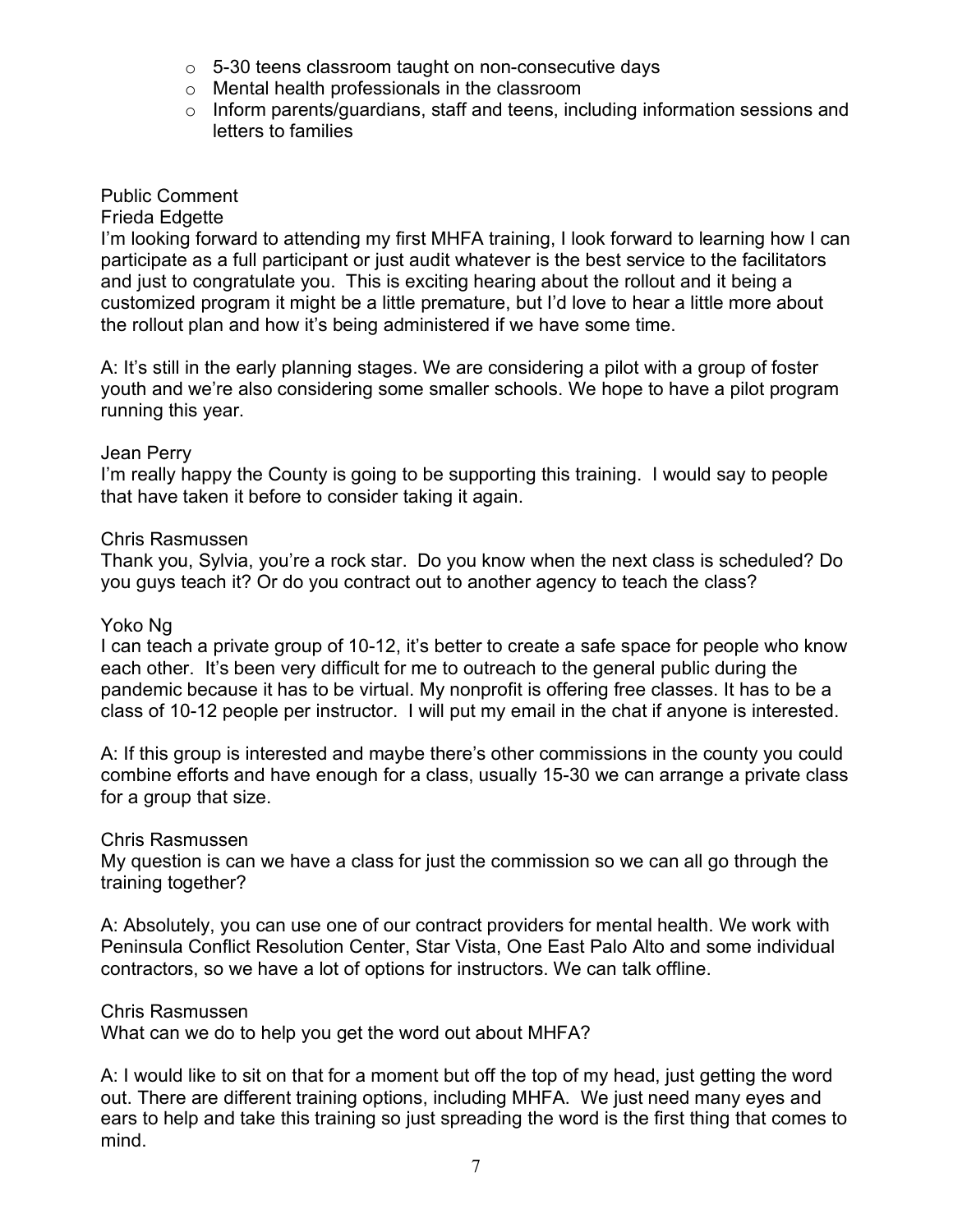- 5-30 teens classroom taught on non-consecutive days
- Mental health professionals in the classroom
- Inform parents/guardians, staff and teens, including information sessions and letters to families

Public Comment

Frieda Edgette

I'm looking forward to attending my first MHFA training, I look forward to learning how I can participate as a full participant or just audit whatever is the best service to the facilitators and just to congratulate you. This is exciting hearing about the rollout and it being a customized program it might be a little premature, but I'd love to hear a little more about the rollout plan and how it's being administered if we have some time.

A: It's still in the early planning stages. We are considering a pilot with a group of foster youth and we're also considering some smaller schools. We hope to have a pilot program running this year.

Jean Perry

I'm really happy the County is going to be supporting this training. I would say to people that have taken it before to consider taking it again.

Chris Rasmussen

Thank you, Sylvia, you're a rock star. Do you know when the next class is scheduled? Do you guys teach it? Or do you contract out to another agency to teach the class?

Yoko Ng

I can teach a private group of 10-12, it's better to create a safe space for people who know each other. It's been very difficult for me to outreach to the general public during the pandemic because it has to be virtual. My nonprofit is offering free classes. It has to be a class of 10-12 people per instructor. I will put my email in the chat if anyone is interested.

A: If this group is interested and maybe there's other commissions in the county you could combine efforts and have enough for a class, usually 15-30 we can arrange a private class for a group that size.

Chris Rasmussen

My question is can we have a class for just the commission so we can all go through the training together?

A: Absolutely, you can use one of our contract providers for mental health. We work with Peninsula Conflict Resolution Center, Star Vista, One East Palo Alto and some individual contractors, so we have a lot of options for instructors. We can talk offline.

Chris Rasmussen

What can we do to help you get the word out about MHFA?

A: I would like to sit on that for a moment but off the top of my head, just getting the word out. There are different training options, including MHFA. We just need many eyes and ears to help and take this training so just spreading the word is the first thing that comes to mind.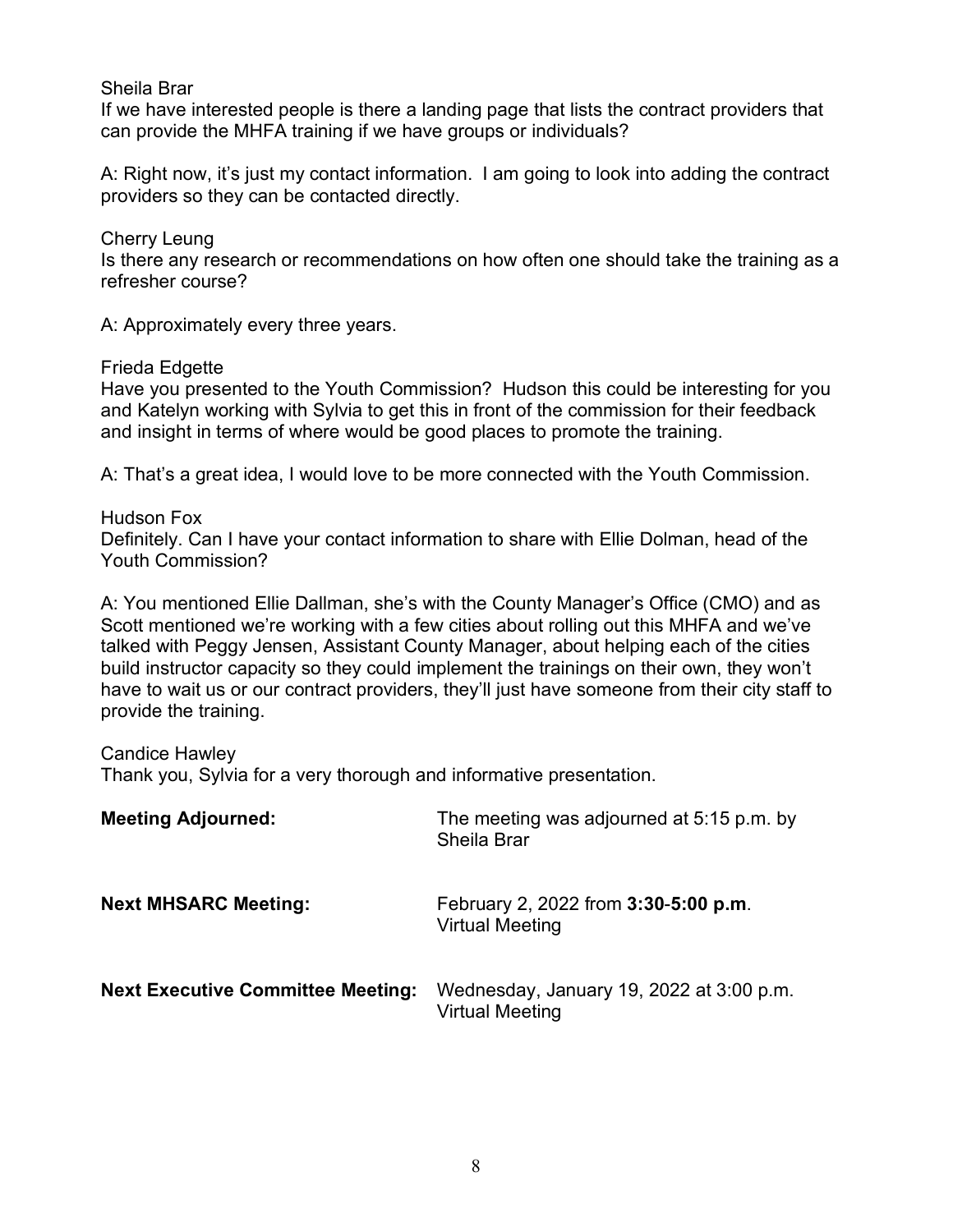Sheila Brar
If we have interested people is there a landing page that lists the contract providers that can provide the MHFA training if we have groups or individuals?

A: Right now, it's just my contact information. I am going to look into adding the contract providers so they can be contacted directly.

Cherry Leung
Is there any research or recommendations on how often one should take the training as a refresher course?

A: Approximately every three years.

Frieda Edgette
Have you presented to the Youth Commission? Hudson this could be interesting for you and Katelyn working with Sylvia to get this in front of the commission for their feedback and insight in terms of where would be good places to promote the training.

A: That's a great idea, I would love to be more connected with the Youth Commission.

Hudson Fox
Definitely. Can I have your contact information to share with Ellie Dolman, head of the Youth Commission?

A: You mentioned Ellie Dallman, she's with the County Manager's Office (CMO) and as Scott mentioned we're working with a few cities about rolling out this MHFA and we've talked with Peggy Jensen, Assistant County Manager, about helping each of the cities build instructor capacity so they could implement the trainings on their own, they won't have to wait us or our contract providers, they'll just have someone from their city staff to provide the training.

Candice Hawley
Thank you, Sylvia for a very thorough and informative presentation.

| | |
|---|---|
| **Meeting Adjourned:** | The meeting was adjourned at 5:15 p.m. by Sheila Brar |
| **Next MHSARC Meeting:** | February 2, 2022 from **3:30-5:00 p.m**. Virtual Meeting |
| **Next Executive Committee Meeting:** | Wednesday, January 19, 2022 at 3:00 p.m. Virtual Meeting |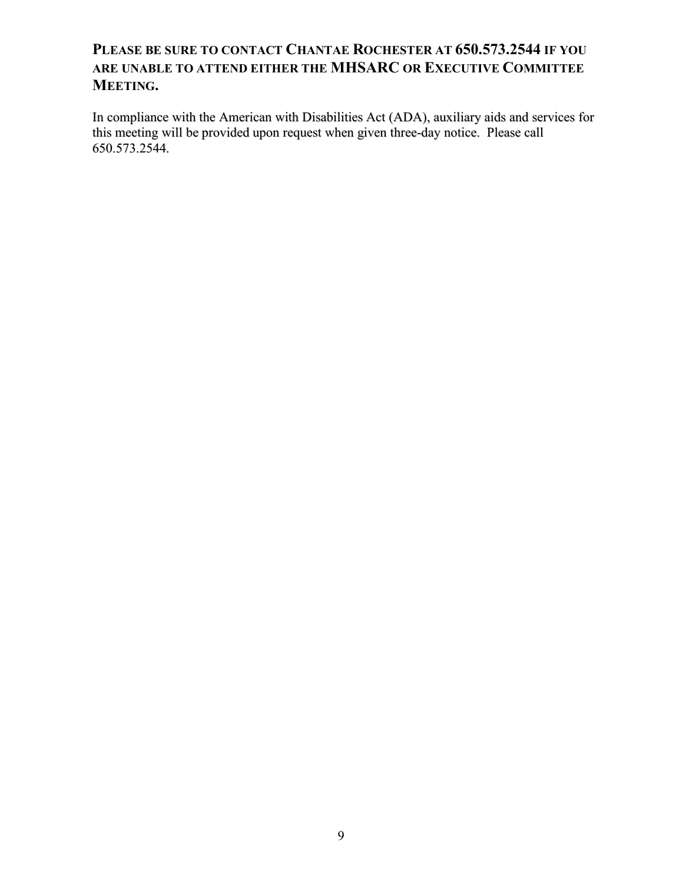**PLEASE BE SURE TO CONTACT CHANTAE ROCHESTER AT 650.573.2544 IF YOU ARE UNABLE TO ATTEND EITHER THE MHSARC OR EXECUTIVE COMMITTEE MEETING.**

In compliance with the American with Disabilities Act (ADA), auxiliary aids and services for this meeting will be provided upon request when given three-day notice. Please call 650.573.2544.